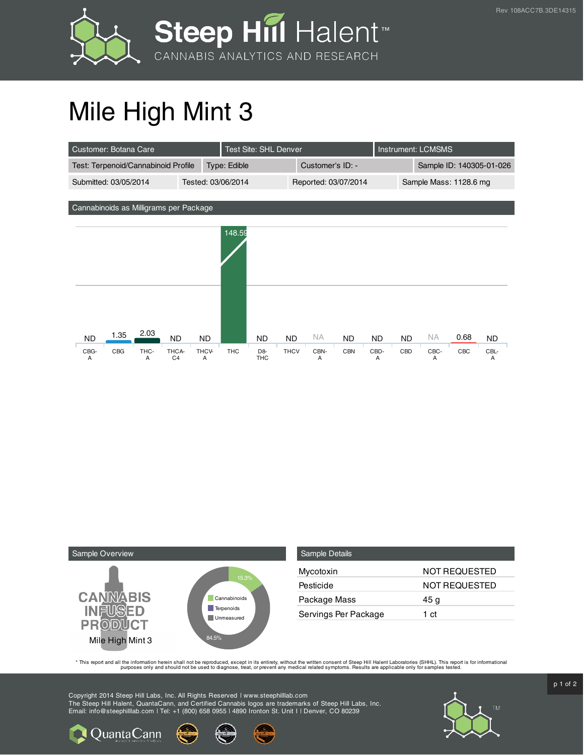# Mile High Mint 3

| Customer: Botana Care | Test Site: SHL Denver | Instrument: LCMSMS | |
|---|---|---|---|
| Test: Terpenoid/Cannabinoid Profile | Type: Edible | Customer's ID: - | Sample ID: 140305-01-026 |
| Submitted: 03/05/2014 | Tested: 03/06/2014 | Reported: 03/07/2014 | Sample Mass: 1128.6 mg |

## Cannabinoids as Milligrams per Package

| CBG-A | CBG | THC-A | THCA-C4 | THCV-A | THC | D8-THC | THCV | CBN-A | CBN | CBD-A | CBD | CBC-A | CBC | CBL-A |
|---|---|---|---|---|---|---|---|---|---|---|---|---|---|---|
| ND | 1.35 | 2.03 | ND | ND | 148.59 | ND | ND | NA | ND | ND | ND | NA | 0.68 | ND |

## Sample Overview

CANNABIS INFUSED PRODUCT

Mile High Mint 3

- Cannabinoids: 15.3%
- Terpenoids
- Unmeasured: 84.5%

## Sample Details

| | |
|---|---|
| Mycotoxin | NOT REQUESTED |
| Pesticide | NOT REQUESTED |
| Package Mass | 45 g |
| Servings Per Package | 1 ct |

* This report and all the information herein shall not be reproduced, except in its entirety, without the written consent of Steep Hill Halent Laboratories (SHHL). This report is for informational purposes only and should not be used to diagnose, treat, or prevent any medical related symptoms. Results are applicable only for samples tested.

Copyright 2014 Steep Hill Labs, Inc. All Rights Reserved | www.steephilllab.com
The Steep Hill Halent, QuantaCann, and Certified Cannabis logos are trademarks of Steep Hill Labs, Inc.
Email: info@steephilllab.com | Tel: +1 (800) 658 0955 | 4890 Ironton St. Unit I | Denver, CO 80239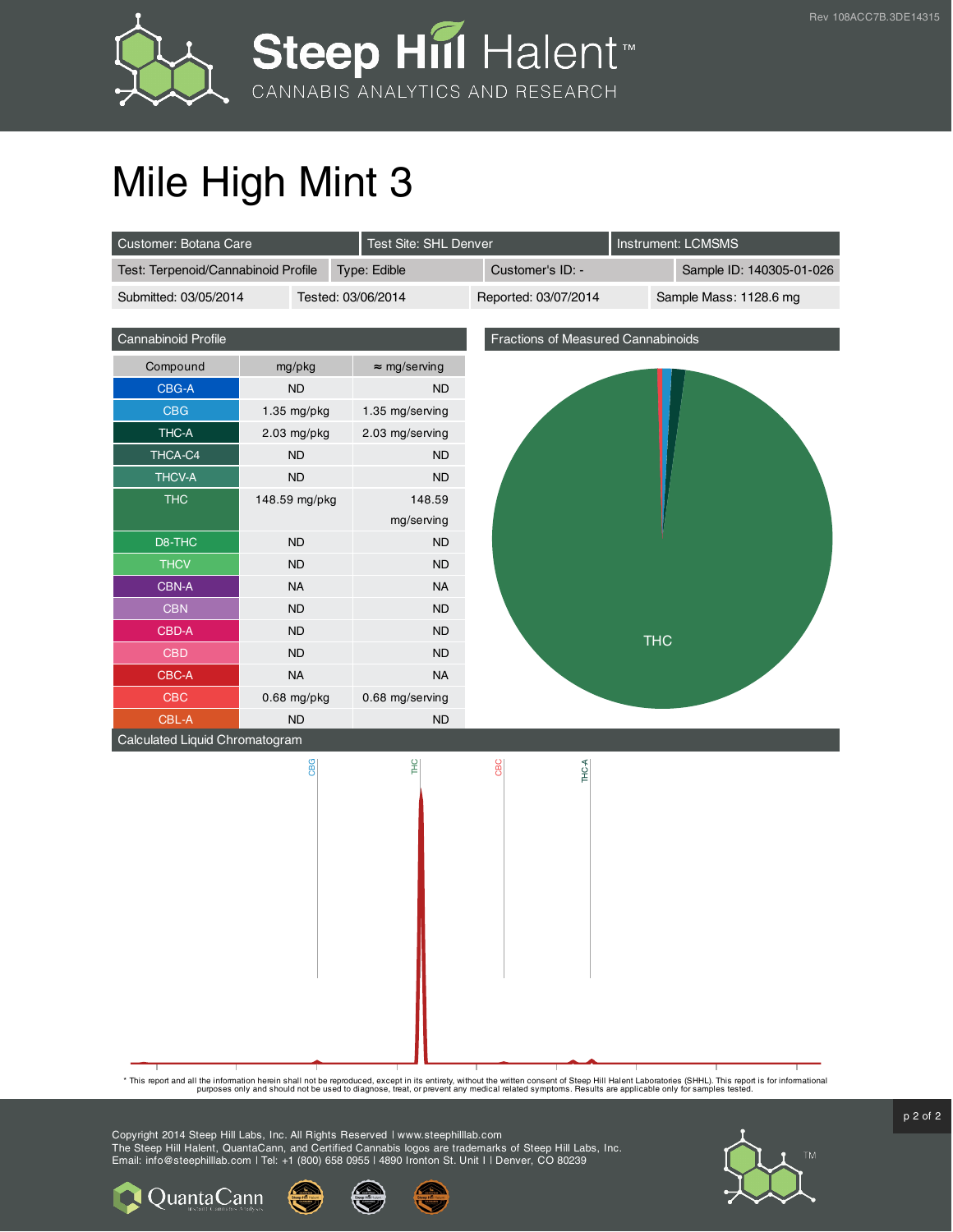# Mile High Mint 3

| | | |
|---|---|---|
| Customer: Botana Care | Test Site: SHL Denver | Instrument: LCMSMS |
| Test: Terpenoid/Cannabinoid Profile | Type: Edible | Customer's ID: - | Sample ID: 140305-01-026 |
| Submitted: 03/05/2014 | Tested: 03/06/2014 | Reported: 03/07/2014 | Sample Mass: 1128.6 mg |

## Cannabinoid Profile

| Compound | mg/pkg | ≈ mg/serving |
|---|---|---|
| CBG-A | ND | ND |
| CBG | 1.35 mg/pkg | 1.35 mg/serving |
| THC-A | 2.03 mg/pkg | 2.03 mg/serving |
| THCA-C4 | ND | ND |
| THCV-A | ND | ND |
| THC | 148.59 mg/pkg | 148.59 mg/serving |
| D8-THC | ND | ND |
| THCV | ND | ND |
| CBN-A | NA | NA |
| CBN | ND | ND |
| CBD-A | ND | ND |
| CBD | ND | ND |
| CBC-A | NA | NA |
| CBC | 0.68 mg/pkg | 0.68 mg/serving |
| CBL-A | ND | ND |

## Fractions of Measured Cannabinoids

THC

## Calculated Liquid Chromatogram

CBG
THC
CBC
THC-A

* This report and all the information herein shall not be reproduced, except in its entirety, without the written consent of Steep Hill Halent Laboratories (SHHL). This report is for informational purposes only and should not be used to diagnose, treat, or prevent any medical related symptoms. Results are applicable only for samples tested.

Copyright 2014 Steep Hill Labs, Inc. All Rights Reserved | www.steephilllab.com
The Steep Hill Halent, QuantaCann, and Certified Cannabis logos are trademarks of Steep Hill Labs, Inc.
Email: info@steephilllab.com | Tel: +1 (800) 658 0955 | 4890 Ironton St. Unit I | Denver, CO 80239